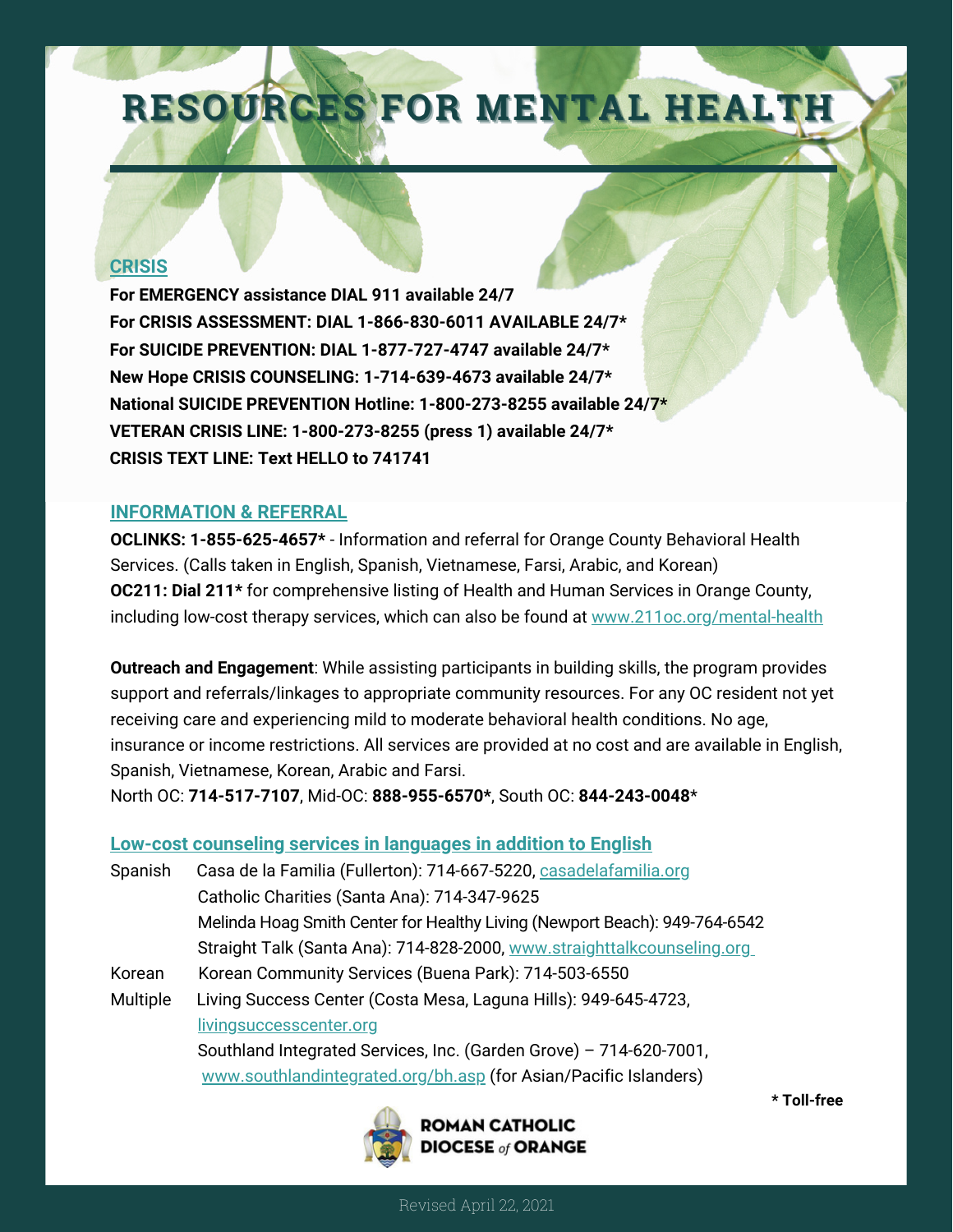# RESOURCES FOR MENTAL HEALTH

## CRISIS

**For EMERGENCY assistance DIAL 911 available 24/7**
**For CRISIS ASSESSMENT: DIAL 1-866-830-6011 AVAILABLE 24/7***
**For SUICIDE PREVENTION: DIAL 1-877-727-4747 available 24/7***
**New Hope CRISIS COUNSELING: 1-714-639-4673 available 24/7***
**National SUICIDE PREVENTION Hotline: 1-800-273-8255 available 24/7***
**VETERAN CRISIS LINE: 1-800-273-8255 (press 1) available 24/7***
**CRISIS TEXT LINE: Text HELLO to 741741**

## INFORMATION & REFERRAL

**OCLINKS: 1-855-625-4657*** - Information and referral for Orange County Behavioral Health Services. (Calls taken in English, Spanish, Vietnamese, Farsi, Arabic, and Korean)
**OC211: Dial 211*** for comprehensive listing of Health and Human Services in Orange County, including low-cost therapy services, which can also be found at www.211oc.org/mental-health

**Outreach and Engagement**: While assisting participants in building skills, the program provides support and referrals/linkages to appropriate community resources. For any OC resident not yet receiving care and experiencing mild to moderate behavioral health conditions. No age, insurance or income restrictions. All services are provided at no cost and are available in English, Spanish, Vietnamese, Korean, Arabic and Farsi.
North OC: **714-517-7107**, Mid-OC: **888-955-6570***, South OC: **844-243-0048***

## Low-cost counseling services in languages in addition to English

Spanish
- Casa de la Familia (Fullerton): 714-667-5220, casadelafamilia.org
- Catholic Charities (Santa Ana): 714-347-9625
- Melinda Hoag Smith Center for Healthy Living (Newport Beach): 949-764-6542
- Straight Talk (Santa Ana): 714-828-2000, www.straighttalkcounseling.org

Korean
- Korean Community Services (Buena Park): 714-503-6550

Multiple
- Living Success Center (Costa Mesa, Laguna Hills): 949-645-4723, livingsuccesscenter.org
- Southland Integrated Services, Inc. (Garden Grove) – 714-620-7001, www.southlandintegrated.org/bh.asp (for Asian/Pacific Islanders)

*** Toll-free**

ROMAN CATHOLIC DIOCESE of ORANGE

Revised April 22, 2021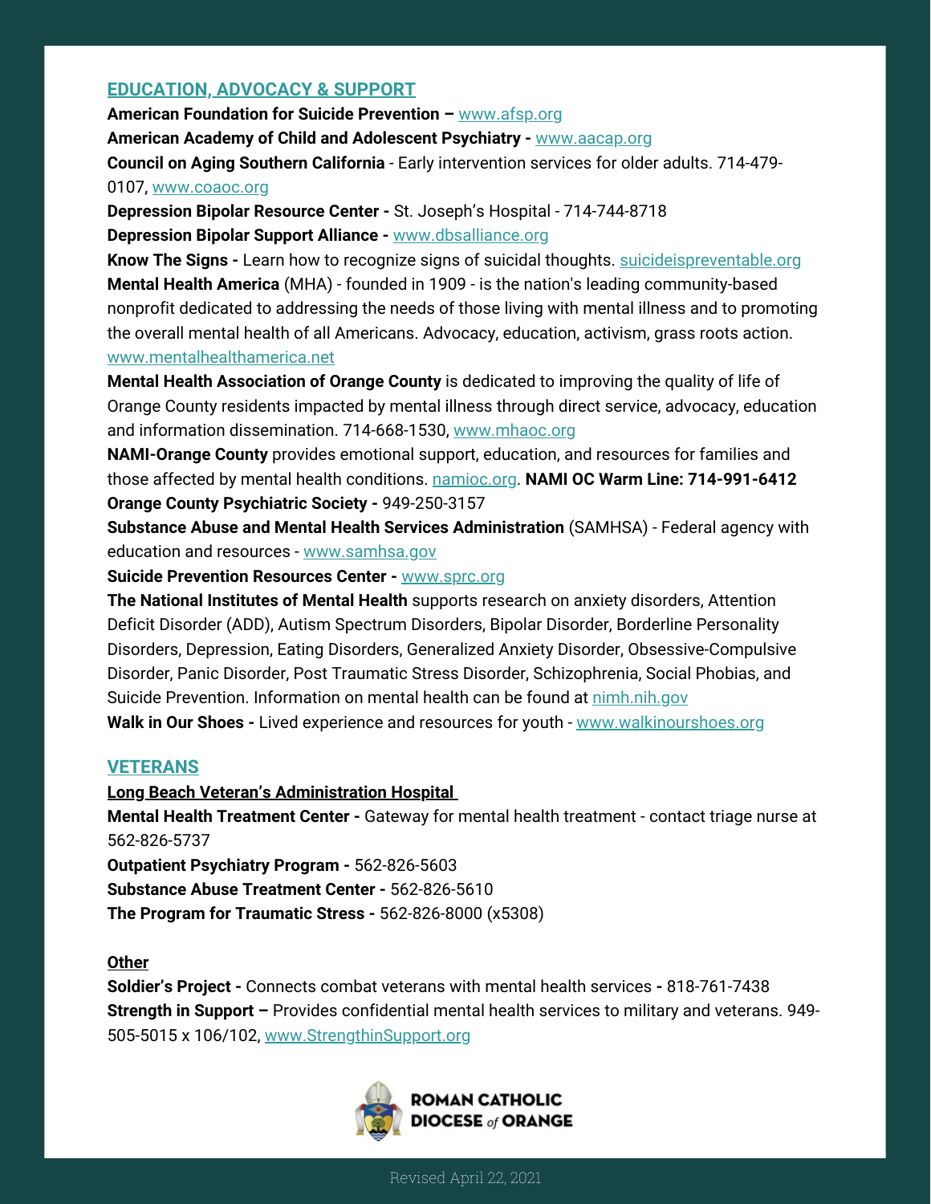## EDUCATION, ADVOCACY & SUPPORT

**American Foundation for Suicide Prevention –** www.afsp.org

**American Academy of Child and Adolescent Psychiatry -** www.aacap.org

**Council on Aging Southern California** - Early intervention services for older adults. 714-479-0107, www.coaoc.org

**Depression Bipolar Resource Center -** St. Joseph's Hospital - 714-744-8718

**Depression Bipolar Support Alliance -** www.dbsalliance.org

**Know The Signs -** Learn how to recognize signs of suicidal thoughts. suicideispreventable.org

**Mental Health America** (MHA) - founded in 1909 - is the nation's leading community-based nonprofit dedicated to addressing the needs of those living with mental illness and to promoting the overall mental health of all Americans. Advocacy, education, activism, grass roots action. www.mentalhealthamerica.net

**Mental Health Association of Orange County** is dedicated to improving the quality of life of Orange County residents impacted by mental illness through direct service, advocacy, education and information dissemination. 714-668-1530, www.mhaoc.org

**NAMI-Orange County** provides emotional support, education, and resources for families and those affected by mental health conditions. namioc.org. **NAMI OC Warm Line: 714-991-6412**

**Orange County Psychiatric Society -** 949-250-3157

**Substance Abuse and Mental Health Services Administration** (SAMHSA) - Federal agency with education and resources - www.samhsa.gov

**Suicide Prevention Resources Center -** www.sprc.org

**The National Institutes of Mental Health** supports research on anxiety disorders, Attention Deficit Disorder (ADD), Autism Spectrum Disorders, Bipolar Disorder, Borderline Personality Disorders, Depression, Eating Disorders, Generalized Anxiety Disorder, Obsessive-Compulsive Disorder, Panic Disorder, Post Traumatic Stress Disorder, Schizophrenia, Social Phobias, and Suicide Prevention. Information on mental health can be found at nimh.nih.gov

**Walk in Our Shoes -** Lived experience and resources for youth - www.walkinourshoes.org

## VETERANS

### Long Beach Veteran's Administration Hospital

**Mental Health Treatment Center -** Gateway for mental health treatment - contact triage nurse at 562-826-5737

**Outpatient Psychiatry Program -** 562-826-5603

**Substance Abuse Treatment Center -** 562-826-5610

**The Program for Traumatic Stress -** 562-826-8000 (x5308)

### Other

**Soldier's Project -** Connects combat veterans with mental health services **-** 818-761-7438

**Strength in Support –** Provides confidential mental health services to military and veterans. 949-505-5015 x 106/102, www.StrengthinSupport.org

ROMAN CATHOLIC DIOCESE *of* ORANGE

Revised April 22, 2021